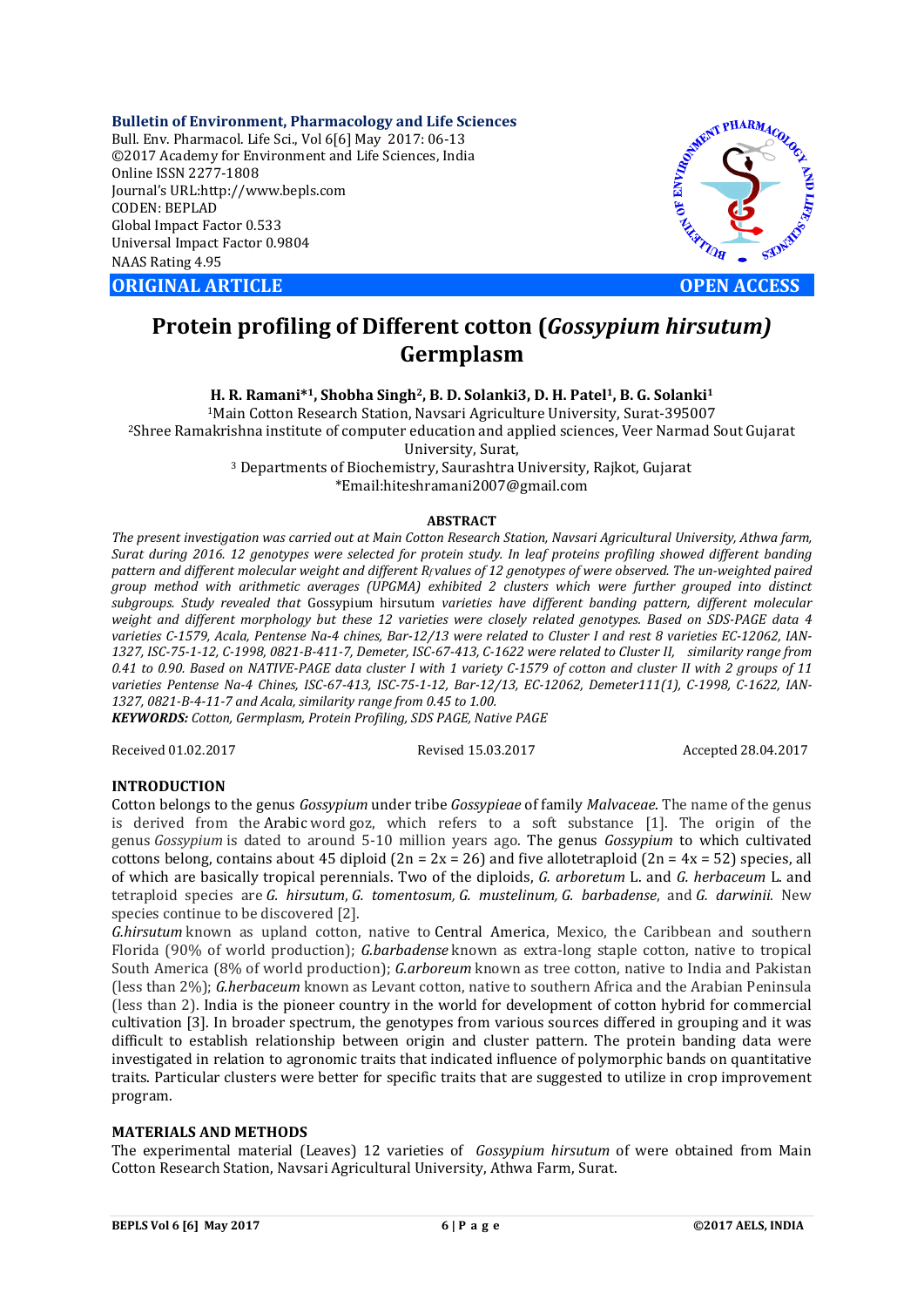**Bulletin of Environment, Pharmacology and Life Sciences**
Bull. Env. Pharmacol. Life Sci., Vol 6[6] May 2017: 06-13
©2017 Academy for Environment and Life Sciences, India
Online ISSN 2277-1808
Journal's URL:http://www.bepls.com
CODEN: BEPLAD
Global Impact Factor 0.533
Universal Impact Factor 0.9804
NAAS Rating 4.95

**ORIGINAL ARTICLE** **OPEN ACCESS**

# Protein profiling of Different cotton (*Gossypium hirsutum)* Germplasm

**H. R. Ramani*[1], Shobha Singh[2], B. D. Solanki3, D. H. Patel[1], B. G. Solanki[1]**

[1]Main Cotton Research Station, Navsari Agriculture University, Surat-395007
[2]Shree Ramakrishna institute of computer education and applied sciences, Veer Narmad Sout Gujarat University, Surat,
[3] Departments of Biochemistry, Saurashtra University, Rajkot, Gujarat
*Email:hiteshramani2007@gmail.com

## ABSTRACT

*The present investigation was carried out at Main Cotton Research Station, Navsari Agricultural University, Athwa farm, Surat during 2016. 12 genotypes were selected for protein study. In leaf proteins profiling showed different banding pattern and different molecular weight and different $R_f$ values of 12 genotypes of were observed. The un-weighted paired group method with arithmetic averages (UPGMA) exhibited 2 clusters which were further grouped into distinct subgroups. Study revealed that* Gossypium hirsutum *varieties have different banding pattern, different molecular weight and different morphology but these 12 varieties were closely related genotypes. Based on SDS-PAGE data 4 varieties C-1579, Acala, Pentense Na-4 chines, Bar-12/13 were related to Cluster I and rest 8 varieties EC-12062, IAN-1327, ISC-75-1-12, C-1998, 0821-B-411-7, Demeter, ISC-67-413, C-1622 were related to Cluster II, similarity range from 0.41 to 0.90. Based on NATIVE-PAGE data cluster I with 1 variety C-1579 of cotton and cluster II with 2 groups of 11 varieties Pentense Na-4 Chines, ISC-67-413, ISC-75-1-12, Bar-12/13, EC-12062, Demeter111(1), C-1998, C-1622, IAN-1327, 0821-B-4-11-7 and Acala, similarity range from 0.45 to 1.00.*

***KEYWORDS:*** *Cotton, Germplasm, Protein Profiling, SDS PAGE, Native PAGE*

Received 01.02.2017 Revised 15.03.2017 Accepted 28.04.2017

## INTRODUCTION

Cotton belongs to the genus *Gossypium* under tribe *Gossypieae* of family *Malvaceae*. The name of the genus is derived from the Arabic word goz, which refers to a soft substance [1]. The origin of the genus *Gossypium* is dated to around 5-10 million years ago. The genus *Gossypium* to which cultivated cottons belong, contains about 45 diploid (2n = 2x = 26) and five allotetraploid (2n = 4x = 52) species, all of which are basically tropical perennials. Two of the diploids, *G. arboretum* L. and *G. herbaceum* L. and tetraploid species are *G. hirsutum*, *G. tomentosum*, *G. mustelinum*, *G. barbadense*, and *G. darwinii*. New species continue to be discovered [2].

***G.hirsutum*** known as upland cotton, native to Central America, Mexico, the Caribbean and southern Florida (90% of world production); ***G.barbadense*** known as extra-long staple cotton, native to tropical South America (8% of world production); ***G.arboreum*** known as tree cotton, native to India and Pakistan (less than 2%); ***G.herbaceum*** known as Levant cotton, native to southern Africa and the Arabian Peninsula (less than 2). India is the pioneer country in the world for development of cotton hybrid for commercial cultivation [3]. In broader spectrum, the genotypes from various sources differed in grouping and it was difficult to establish relationship between origin and cluster pattern. The protein banding data were investigated in relation to agronomic traits that indicated influence of polymorphic bands on quantitative traits. Particular clusters were better for specific traits that are suggested to utilize in crop improvement program.

## MATERIALS AND METHODS

The experimental material (Leaves) 12 varieties of *Gossypium hirsutum* of were obtained from Main Cotton Research Station, Navsari Agricultural University, Athwa Farm, Surat.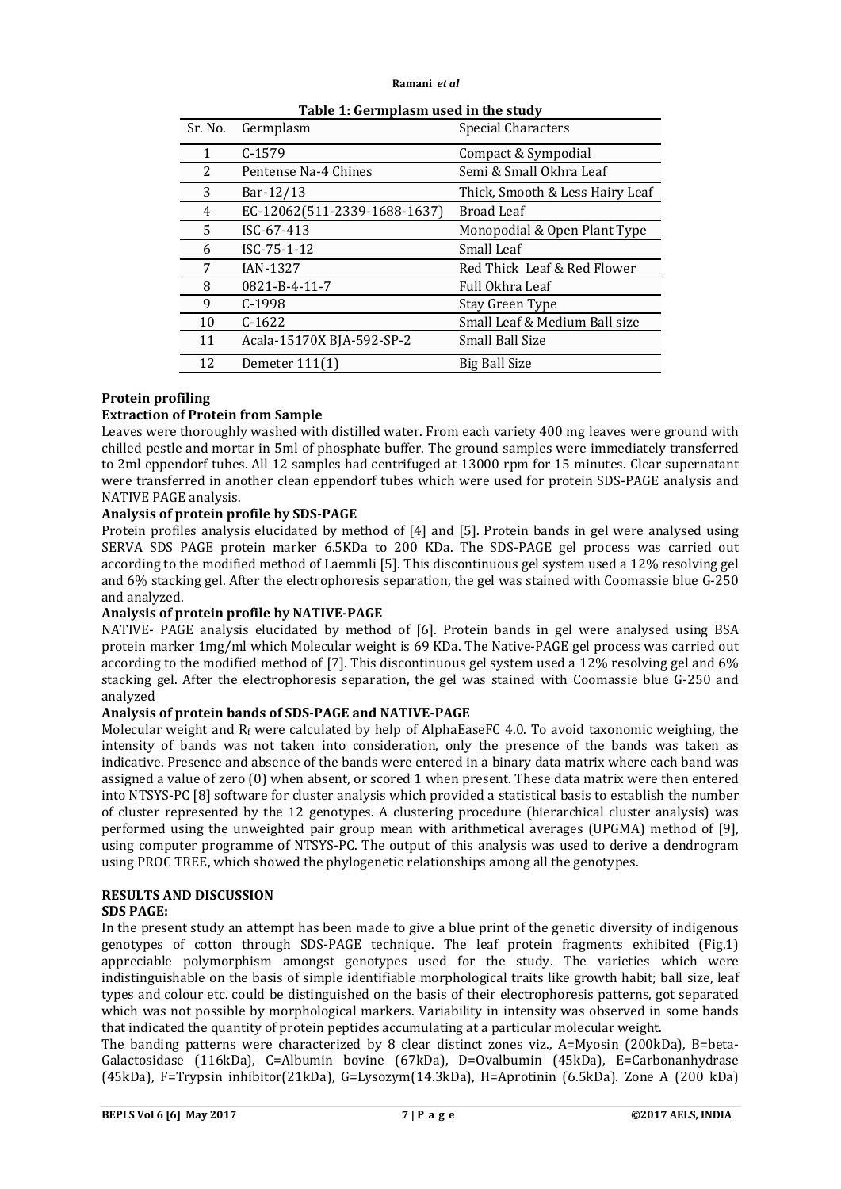**Table 1: Germplasm used in the study**

| Sr. No. | Germplasm | Special Characters |
|---|---|---|
| 1 | C-1579 | Compact & Sympodial |
| 2 | Pentense Na-4 Chines | Semi & Small Okhra Leaf |
| 3 | Bar-12/13 | Thick, Smooth & Less Hairy Leaf |
| 4 | EC-12062(511-2339-1688-1637) | Broad Leaf |
| 5 | ISC-67-413 | Monopodial & Open Plant Type |
| 6 | ISC-75-1-12 | Small Leaf |
| 7 | IAN-1327 | Red Thick Leaf & Red Flower |
| 8 | 0821-B-4-11-7 | Full Okhra Leaf |
| 9 | C-1998 | Stay Green Type |
| 10 | C-1622 | Small Leaf & Medium Ball size |
| 11 | Acala-15170X BJA-592-SP-2 | Small Ball Size |
| 12 | Demeter 111(1) | Big Ball Size |

**Protein profiling**

**Extraction of Protein from Sample**

Leaves were thoroughly washed with distilled water. From each variety 400 mg leaves were ground with chilled pestle and mortar in 5ml of phosphate buffer. The ground samples were immediately transferred to 2ml eppendorf tubes. All 12 samples had centrifuged at 13000 rpm for 15 minutes. Clear supernatant were transferred in another clean eppendorf tubes which were used for protein SDS-PAGE analysis and NATIVE PAGE analysis.

**Analysis of protein profile by SDS-PAGE**

Protein profiles analysis elucidated by method of [4] and [5]. Protein bands in gel were analysed using SERVA SDS PAGE protein marker 6.5KDa to 200 KDa. The SDS-PAGE gel process was carried out according to the modified method of Laemmli [5]. This discontinuous gel system used a 12% resolving gel and 6% stacking gel. After the electrophoresis separation, the gel was stained with Coomassie blue G-250 and analyzed.

**Analysis of protein profile by NATIVE-PAGE**

NATIVE- PAGE analysis elucidated by method of [6]. Protein bands in gel were analysed using BSA protein marker 1mg/ml which Molecular weight is 69 KDa. The Native-PAGE gel process was carried out according to the modified method of [7]. This discontinuous gel system used a 12% resolving gel and 6% stacking gel. After the electrophoresis separation, the gel was stained with Coomassie blue G-250 and analyzed

**Analysis of protein bands of SDS-PAGE and NATIVE-PAGE**

Molecular weight and $R_f$ were calculated by help of AlphaEaseFC 4.0. To avoid taxonomic weighing, the intensity of bands was not taken into consideration, only the presence of the bands was taken as indicative. Presence and absence of the bands were entered in a binary data matrix where each band was assigned a value of zero (0) when absent, or scored 1 when present. These data matrix were then entered into NTSYS-PC [8] software for cluster analysis which provided a statistical basis to establish the number of cluster represented by the 12 genotypes. A clustering procedure (hierarchical cluster analysis) was performed using the unweighted pair group mean with arithmetical averages (UPGMA) method of [9], using computer programme of NTSYS-PC. The output of this analysis was used to derive a dendrogram using PROC TREE, which showed the phylogenetic relationships among all the genotypes.

## RESULTS AND DISCUSSION

**SDS PAGE:**

In the present study an attempt has been made to give a blue print of the genetic diversity of indigenous genotypes of cotton through SDS-PAGE technique. The leaf protein fragments exhibited (Fig.1) appreciable polymorphism amongst genotypes used for the study. The varieties which were indistinguishable on the basis of simple identifiable morphological traits like growth habit; ball size, leaf types and colour etc. could be distinguished on the basis of their electrophoresis patterns, got separated which was not possible by morphological markers. Variability in intensity was observed in some bands that indicated the quantity of protein peptides accumulating at a particular molecular weight.

The banding patterns were characterized by 8 clear distinct zones viz., A=Myosin (200kDa), B=beta-Galactosidase (116kDa), C=Albumin bovine (67kDa), D=Ovalbumin (45kDa), E=Carbonanhydrase (45kDa), F=Trypsin inhibitor(21kDa), G=Lysozym(14.3kDa), H=Aprotinin (6.5kDa). Zone A (200 kDa)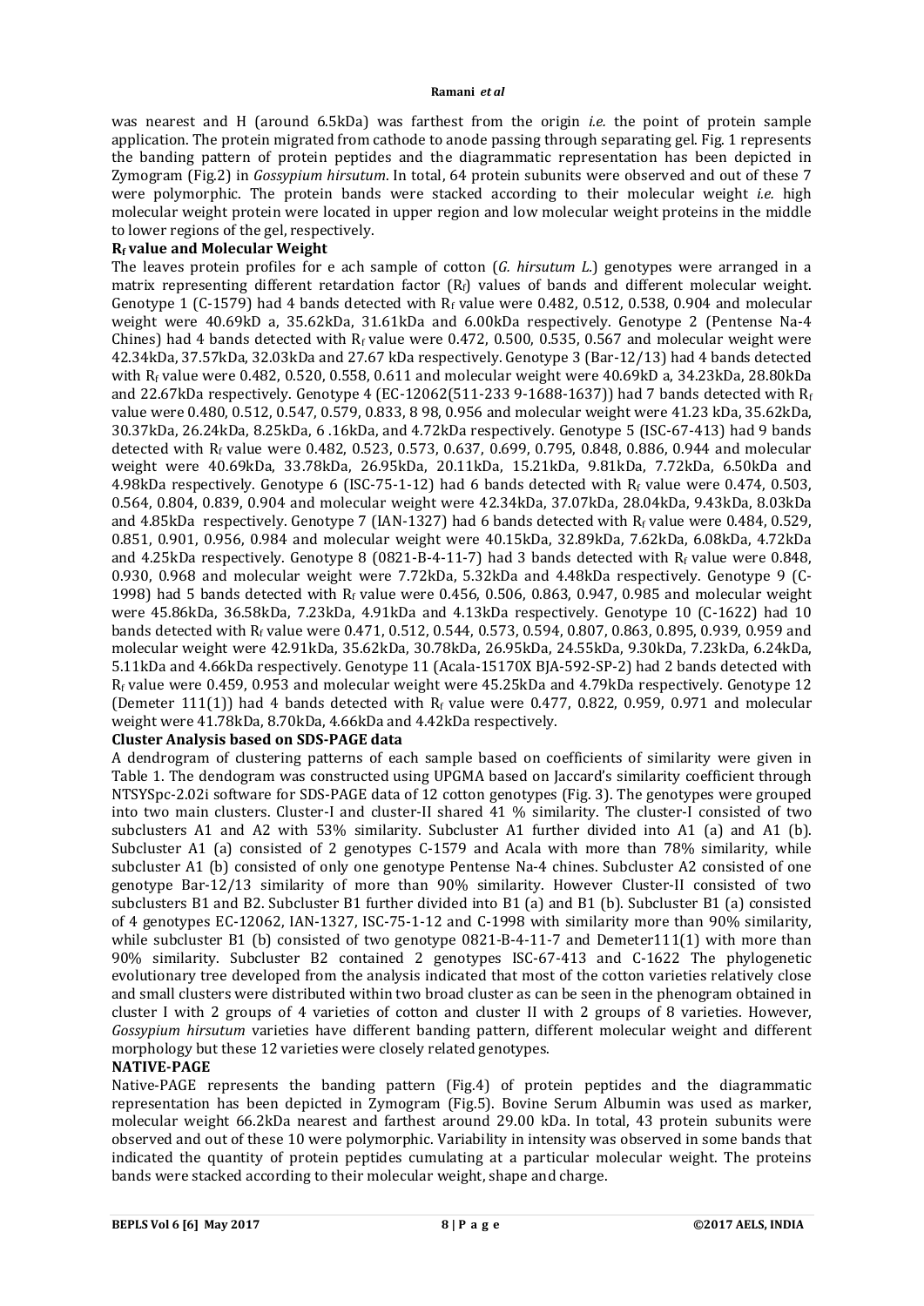was nearest and H (around 6.5kDa) was farthest from the origin *i.e.* the point of protein sample application. The protein migrated from cathode to anode passing through separating gel. Fig. 1 represents the banding pattern of protein peptides and the diagrammatic representation has been depicted in Zymogram (Fig.2) in *Gossypium hirsutum*. In total, 64 protein subunits were observed and out of these 7 were polymorphic. The protein bands were stacked according to their molecular weight *i.e.* high molecular weight protein were located in upper region and low molecular weight proteins in the middle to lower regions of the gel, respectively.

**$R_f$ value and Molecular Weight**

The leaves protein profiles for e ach sample of cotton (*G. hirsutum L.*) genotypes were arranged in a matrix representing different retardation factor ($R_f$) values of bands and different molecular weight. Genotype 1 (C-1579) had 4 bands detected with $R_f$ value were 0.482, 0.512, 0.538, 0.904 and molecular weight were 40.69kD a, 35.62kDa, 31.61kDa and 6.00kDa respectively. Genotype 2 (Pentense Na-4 Chines) had 4 bands detected with $R_f$ value were 0.472, 0.500, 0.535, 0.567 and molecular weight were 42.34kDa, 37.57kDa, 32.03kDa and 27.67 kDa respectively. Genotype 3 (Bar-12/13) had 4 bands detected with $R_f$ value were 0.482, 0.520, 0.558, 0.611 and molecular weight were 40.69kD a, 34.23kDa, 28.80kDa and 22.67kDa respectively. Genotype 4 (EC-12062(511-233 9-1688-1637)) had 7 bands detected with $R_f$ value were 0.480, 0.512, 0.547, 0.579, 0.833, 8 98, 0.956 and molecular weight were 41.23 kDa, 35.62kDa, 30.37kDa, 26.24kDa, 8.25kDa, 6 .16kDa, and 4.72kDa respectively. Genotype 5 (ISC-67-413) had 9 bands detected with $R_f$ value were 0.482, 0.523, 0.573, 0.637, 0.699, 0.795, 0.848, 0.886, 0.944 and molecular weight were 40.69kDa, 33.78kDa, 26.95kDa, 20.11kDa, 15.21kDa, 9.81kDa, 7.72kDa, 6.50kDa and 4.98kDa respectively. Genotype 6 (ISC-75-1-12) had 6 bands detected with $R_f$ value were 0.474, 0.503, 0.564, 0.804, 0.839, 0.904 and molecular weight were 42.34kDa, 37.07kDa, 28.04kDa, 9.43kDa, 8.03kDa and 4.85kDa respectively. Genotype 7 (IAN-1327) had 6 bands detected with $R_f$ value were 0.484, 0.529, 0.851, 0.901, 0.956, 0.984 and molecular weight were 40.15kDa, 32.89kDa, 7.62kDa, 6.08kDa, 4.72kDa and 4.25kDa respectively. Genotype 8 (0821-B-4-11-7) had 3 bands detected with $R_f$ value were 0.848, 0.930, 0.968 and molecular weight were 7.72kDa, 5.32kDa and 4.48kDa respectively. Genotype 9 (C-1998) had 5 bands detected with $R_f$ value were 0.456, 0.506, 0.863, 0.947, 0.985 and molecular weight were 45.86kDa, 36.58kDa, 7.23kDa, 4.91kDa and 4.13kDa respectively. Genotype 10 (C-1622) had 10 bands detected with $R_f$ value were 0.471, 0.512, 0.544, 0.573, 0.594, 0.807, 0.863, 0.895, 0.939, 0.959 and molecular weight were 42.91kDa, 35.62kDa, 30.78kDa, 26.95kDa, 24.55kDa, 9.30kDa, 7.23kDa, 6.24kDa, 5.11kDa and 4.66kDa respectively. Genotype 11 (Acala-15170X BJA-592-SP-2) had 2 bands detected with $R_f$ value were 0.459, 0.953 and molecular weight were 45.25kDa and 4.79kDa respectively. Genotype 12 (Demeter 111(1)) had 4 bands detected with $R_f$ value were 0.477, 0.822, 0.959, 0.971 and molecular weight were 41.78kDa, 8.70kDa, 4.66kDa and 4.42kDa respectively.

**Cluster Analysis based on SDS-PAGE data**

A dendrogram of clustering patterns of each sample based on coefficients of similarity were given in Table 1. The dendogram was constructed using UPGMA based on Jaccard's similarity coefficient through NTSYSpc-2.02i software for SDS-PAGE data of 12 cotton genotypes (Fig. 3). The genotypes were grouped into two main clusters. Cluster-I and cluster-II shared 41 % similarity. The cluster-I consisted of two subclusters A1 and A2 with 53% similarity. Subcluster A1 further divided into A1 (a) and A1 (b). Subcluster A1 (a) consisted of 2 genotypes C-1579 and Acala with more than 78% similarity, while subcluster A1 (b) consisted of only one genotype Pentense Na-4 chines. Subcluster A2 consisted of one genotype Bar-12/13 similarity of more than 90% similarity. However Cluster-II consisted of two subclusters B1 and B2. Subcluster B1 further divided into B1 (a) and B1 (b). Subcluster B1 (a) consisted of 4 genotypes EC-12062, IAN-1327, ISC-75-1-12 and C-1998 with similarity more than 90% similarity, while subcluster B1 (b) consisted of two genotype 0821-B-4-11-7 and Demeter111(1) with more than 90% similarity. Subcluster B2 contained 2 genotypes ISC-67-413 and C-1622 The phylogenetic evolutionary tree developed from the analysis indicated that most of the cotton varieties relatively close and small clusters were distributed within two broad cluster as can be seen in the phenogram obtained in cluster I with 2 groups of 4 varieties of cotton and cluster II with 2 groups of 8 varieties. However, *Gossypium hirsutum* varieties have different banding pattern, different molecular weight and different morphology but these 12 varieties were closely related genotypes.

**NATIVE-PAGE**

Native-PAGE represents the banding pattern (Fig.4) of protein peptides and the diagrammatic representation has been depicted in Zymogram (Fig.5). Bovine Serum Albumin was used as marker, molecular weight 66.2kDa nearest and farthest around 29.00 kDa. In total, 43 protein subunits were observed and out of these 10 were polymorphic. Variability in intensity was observed in some bands that indicated the quantity of protein peptides cumulating at a particular molecular weight. The proteins bands were stacked according to their molecular weight, shape and charge.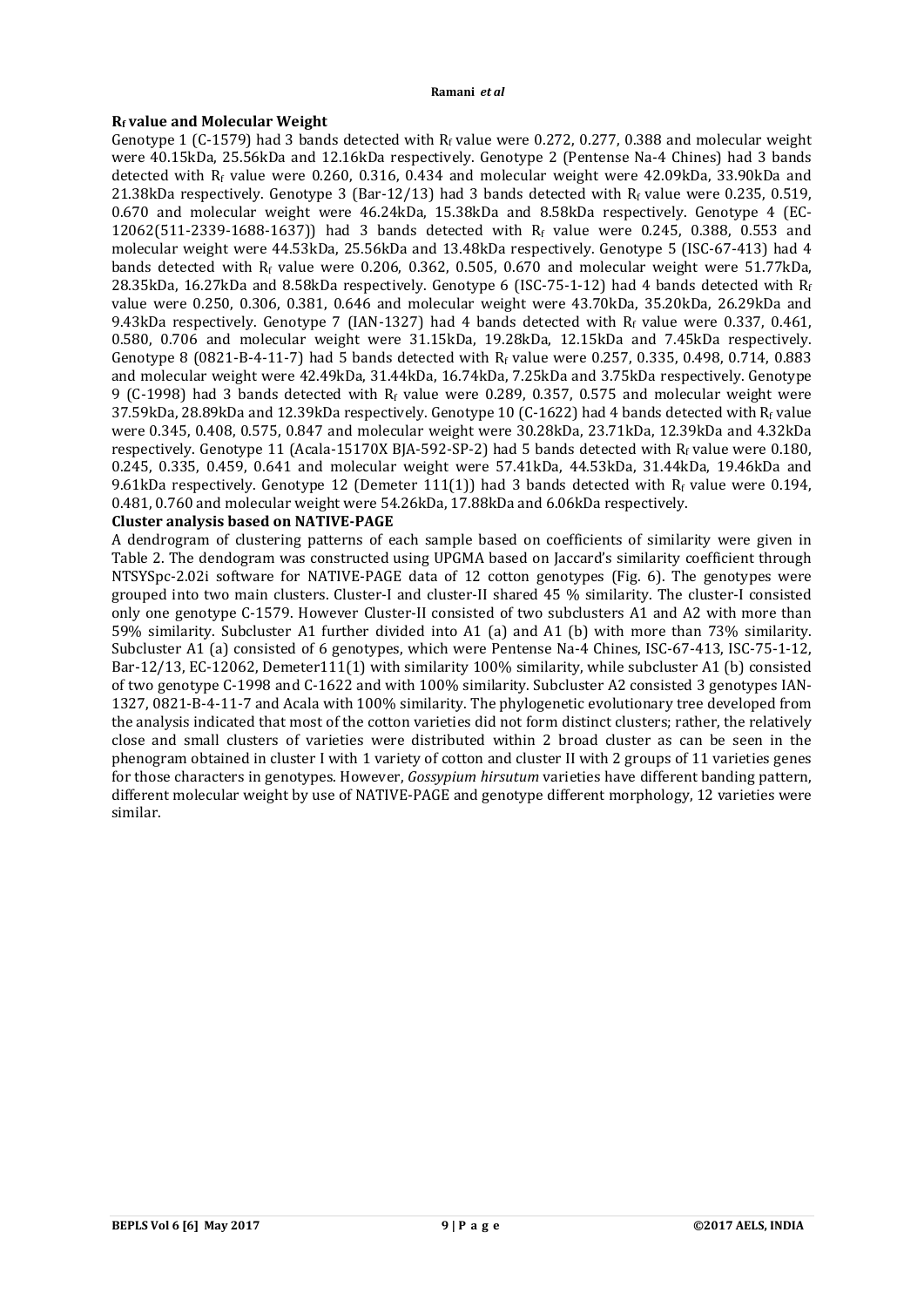### $R_f$ value and Molecular Weight

Genotype 1 (C-1579) had 3 bands detected with $R_f$ value were 0.272, 0.277, 0.388 and molecular weight were 40.15kDa, 25.56kDa and 12.16kDa respectively. Genotype 2 (Pentense Na-4 Chines) had 3 bands detected with $R_f$ value were 0.260, 0.316, 0.434 and molecular weight were 42.09kDa, 33.90kDa and 21.38kDa respectively. Genotype 3 (Bar-12/13) had 3 bands detected with $R_f$ value were 0.235, 0.519, 0.670 and molecular weight were 46.24kDa, 15.38kDa and 8.58kDa respectively. Genotype 4 (EC-12062(511-2339-1688-1637)) had 3 bands detected with $R_f$ value were 0.245, 0.388, 0.553 and molecular weight were 44.53kDa, 25.56kDa and 13.48kDa respectively. Genotype 5 (ISC-67-413) had 4 bands detected with $R_f$ value were 0.206, 0.362, 0.505, 0.670 and molecular weight were 51.77kDa, 28.35kDa, 16.27kDa and 8.58kDa respectively. Genotype 6 (ISC-75-1-12) had 4 bands detected with $R_f$ value were 0.250, 0.306, 0.381, 0.646 and molecular weight were 43.70kDa, 35.20kDa, 26.29kDa and 9.43kDa respectively. Genotype 7 (IAN-1327) had 4 bands detected with $R_f$ value were 0.337, 0.461, 0.580, 0.706 and molecular weight were 31.15kDa, 19.28kDa, 12.15kDa and 7.45kDa respectively. Genotype 8 (0821-B-4-11-7) had 5 bands detected with $R_f$ value were 0.257, 0.335, 0.498, 0.714, 0.883 and molecular weight were 42.49kDa, 31.44kDa, 16.74kDa, 7.25kDa and 3.75kDa respectively. Genotype 9 (C-1998) had 3 bands detected with $R_f$ value were 0.289, 0.357, 0.575 and molecular weight were 37.59kDa, 28.89kDa and 12.39kDa respectively. Genotype 10 (C-1622) had 4 bands detected with $R_f$ value were 0.345, 0.408, 0.575, 0.847 and molecular weight were 30.28kDa, 23.71kDa, 12.39kDa and 4.32kDa respectively. Genotype 11 (Acala-15170X BJA-592-SP-2) had 5 bands detected with $R_f$ value were 0.180, 0.245, 0.335, 0.459, 0.641 and molecular weight were 57.41kDa, 44.53kDa, 31.44kDa, 19.46kDa and 9.61kDa respectively. Genotype 12 (Demeter 111(1)) had 3 bands detected with $R_f$ value were 0.194, 0.481, 0.760 and molecular weight were 54.26kDa, 17.88kDa and 6.06kDa respectively.

### Cluster analysis based on NATIVE-PAGE

A dendrogram of clustering patterns of each sample based on coefficients of similarity were given in Table 2. The dendogram was constructed using UPGMA based on Jaccard's similarity coefficient through NTSYSpc-2.02i software for NATIVE-PAGE data of 12 cotton genotypes (Fig. 6). The genotypes were grouped into two main clusters. Cluster-I and cluster-II shared 45 % similarity. The cluster-I consisted only one genotype C-1579. However Cluster-II consisted of two subclusters A1 and A2 with more than 59% similarity. Subcluster A1 further divided into A1 (a) and A1 (b) with more than 73% similarity. Subcluster A1 (a) consisted of 6 genotypes, which were Pentense Na-4 Chines, ISC-67-413, ISC-75-1-12, Bar-12/13, EC-12062, Demeter111(1) with similarity 100% similarity, while subcluster A1 (b) consisted of two genotype C-1998 and C-1622 and with 100% similarity. Subcluster A2 consisted 3 genotypes IAN-1327, 0821-B-4-11-7 and Acala with 100% similarity. The phylogenetic evolutionary tree developed from the analysis indicated that most of the cotton varieties did not form distinct clusters; rather, the relatively close and small clusters of varieties were distributed within 2 broad cluster as can be seen in the phenogram obtained in cluster I with 1 variety of cotton and cluster II with 2 groups of 11 varieties genes for those characters in genotypes. However, *Gossypium hirsutum* varieties have different banding pattern, different molecular weight by use of NATIVE-PAGE and genotype different morphology, 12 varieties were similar.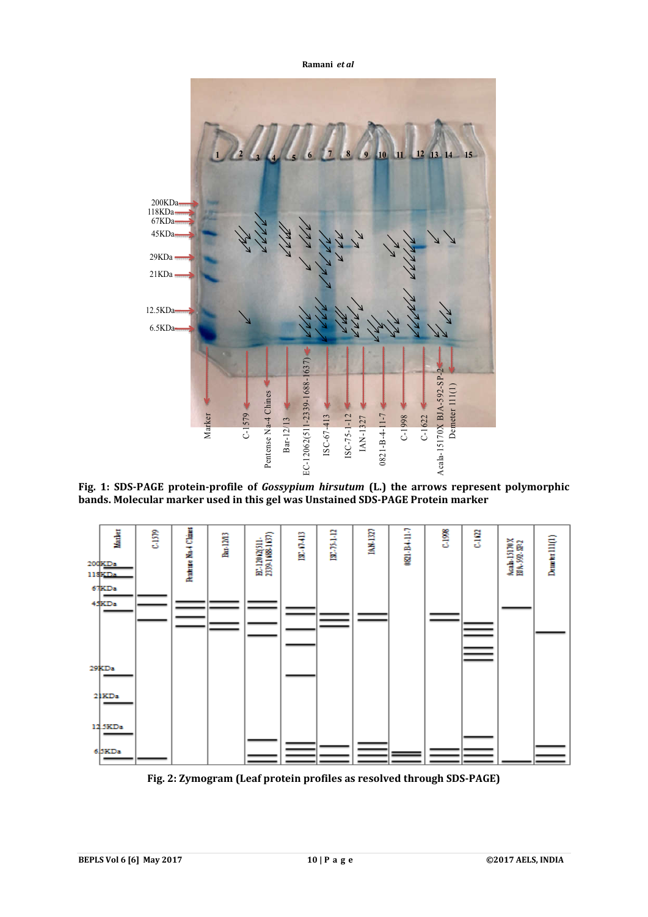Fig. 1: SDS-PAGE protein-profile of *Gossypium hirsutum* (L.) the arrows represent polymorphic bands. Molecular marker used in this gel was Unstained SDS-PAGE Protein marker

Fig. 2: Zymogram (Leaf protein profiles as resolved through SDS-PAGE)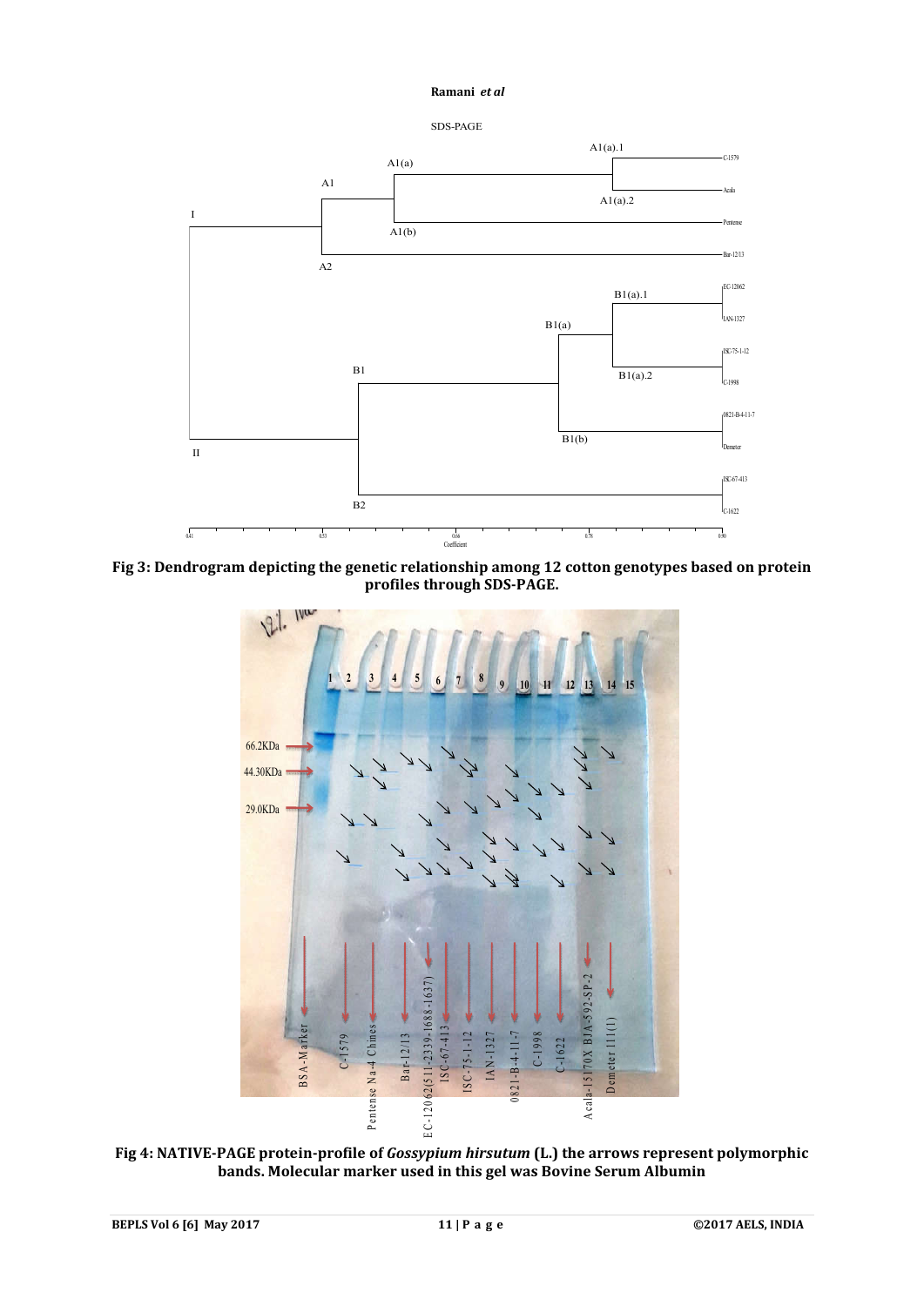SDS-PAGE

Fig 3: Dendrogram depicting the genetic relationship among 12 cotton genotypes based on protein profiles through SDS-PAGE.

Fig 4: NATIVE-PAGE protein-profile of *Gossypium hirsutum* (L.) the arrows represent polymorphic bands. Molecular marker used in this gel was Bovine Serum Albumin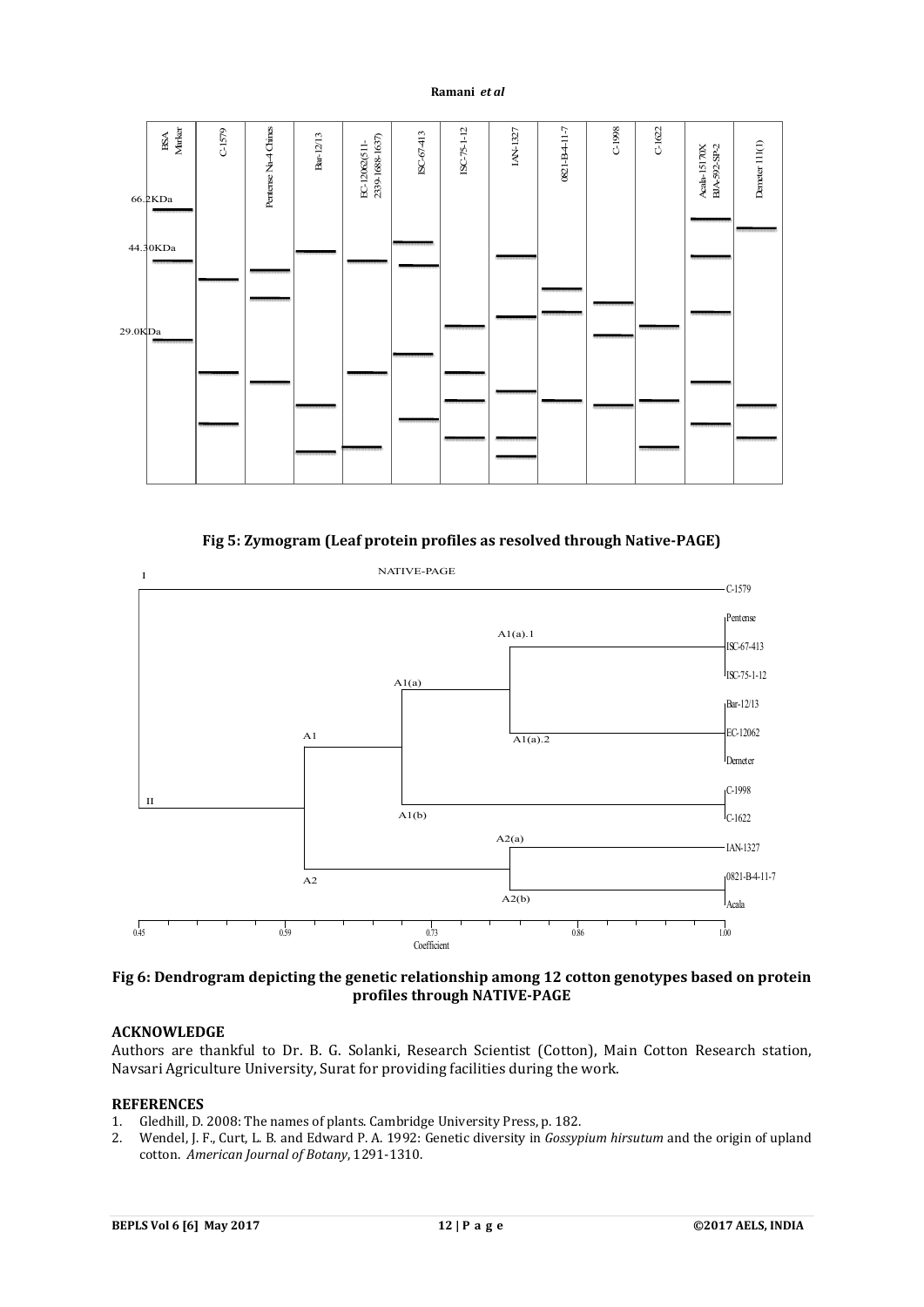**Fig 5: Zymogram (Leaf protein profiles as resolved through Native-PAGE)**

**Fig 6: Dendrogram depicting the genetic relationship among 12 cotton genotypes based on protein profiles through NATIVE-PAGE**

## ACKNOWLEDGE

Authors are thankful to Dr. B. G. Solanki, Research Scientist (Cotton), Main Cotton Research station, Navsari Agriculture University, Surat for providing facilities during the work.

## REFERENCES

1. Gledhill, D. 2008: The names of plants. Cambridge University Press, p. 182.
2. Wendel, J. F., Curt, L. B. and Edward P. A. 1992: Genetic diversity in *Gossypium hirsutum* and the origin of upland cotton. *American Journal of Botany*, 1291-1310.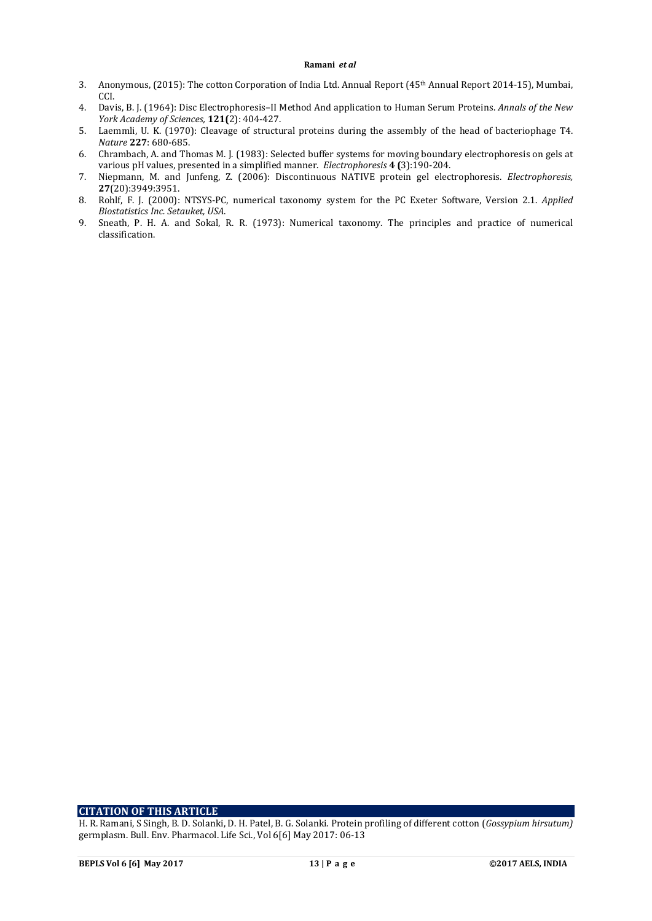3. Anonymous, (2015): The cotton Corporation of India Ltd. Annual Report (45th Annual Report 2014-15), Mumbai, CCI.
4. Davis, B. J. (1964): Disc Electrophoresis–II Method And application to Human Serum Proteins. *Annals of the New York Academy of Sciences,* **121(**2): 404-427.
5. Laemmli, U. K. (1970): Cleavage of structural proteins during the assembly of the head of bacteriophage T4. *Nature* **227**: 680-685.
6. Chrambach, A. and Thomas M. J. (1983): Selected buffer systems for moving boundary electrophoresis on gels at various pH values, presented in a simplified manner. *Electrophoresis* **4 (**3):190-204.
7. Niepmann, M. and Junfeng, Z. (2006): Discontinuous NATIVE protein gel electrophoresis. *Electrophoresis,* **27**(20):3949:3951.
8. Rohlf, F. J. (2000): NTSYS-PC, numerical taxonomy system for the PC Exeter Software, Version 2.1. *Applied Biostatistics Inc. Setauket, USA.*
9. Sneath, P. H. A. and Sokal, R. R. (1973): Numerical taxonomy. The principles and practice of numerical classification.

**CITATION OF THIS ARTICLE**

H. R. Ramani, S Singh, B. D. Solanki, D. H. Patel, B. G. Solanki. Protein profiling of different cotton (*Gossypium hirsutum)* germplasm. Bull. Env. Pharmacol. Life Sci., Vol 6[6] May 2017: 06-13